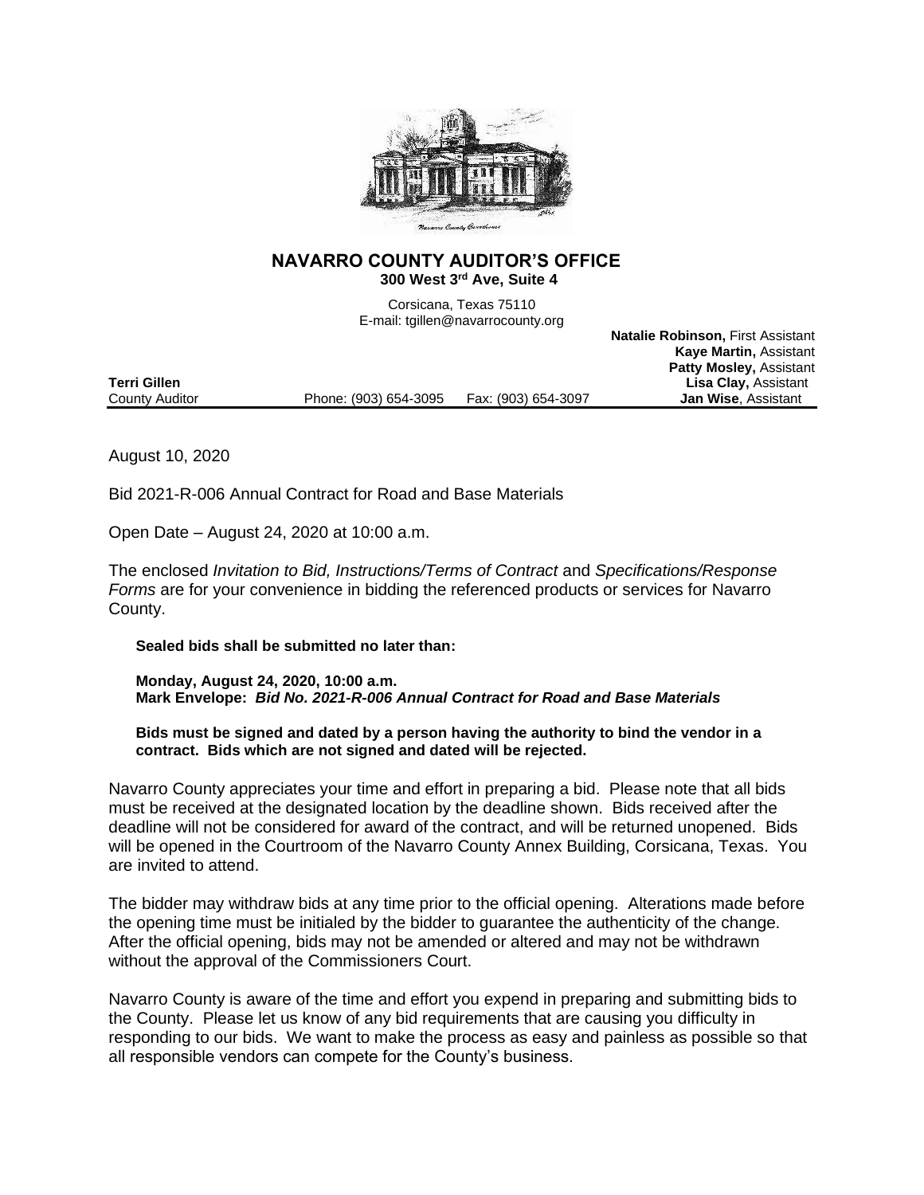# NAVARRO COUNTY AUDITOR'S OFFICE

**300 West 3rd Ave, Suite 4**

Corsicana, Texas 75110
E-mail: tgillen@navarrocounty.org

**Natalie Robinson,** First Assistant
**Kaye Martin,** Assistant
**Patty Mosley,** Assistant
**Lisa Clay,** Assistant
**Jan Wise**, Assistant

**Terri Gillen**
County Auditor

Phone: (903) 654-3095 Fax: (903) 654-3097

August 10, 2020

Bid 2021-R-006 Annual Contract for Road and Base Materials

Open Date – August 24, 2020 at 10:00 a.m.

The enclosed *Invitation to Bid, Instructions/Terms of Contract* and *Specifications/Response Forms* are for your convenience in bidding the referenced products or services for Navarro County.

**Sealed bids shall be submitted no later than:**

**Monday, August 24, 2020, 10:00 a.m.**
**Mark Envelope:** ***Bid No. 2021-R-006 Annual Contract for Road and Base Materials***

**Bids must be signed and dated by a person having the authority to bind the vendor in a contract. Bids which are not signed and dated will be rejected.**

Navarro County appreciates your time and effort in preparing a bid. Please note that all bids must be received at the designated location by the deadline shown. Bids received after the deadline will not be considered for award of the contract, and will be returned unopened. Bids will be opened in the Courtroom of the Navarro County Annex Building, Corsicana, Texas. You are invited to attend.

The bidder may withdraw bids at any time prior to the official opening. Alterations made before the opening time must be initialed by the bidder to guarantee the authenticity of the change. After the official opening, bids may not be amended or altered and may not be withdrawn without the approval of the Commissioners Court.

Navarro County is aware of the time and effort you expend in preparing and submitting bids to the County. Please let us know of any bid requirements that are causing you difficulty in responding to our bids. We want to make the process as easy and painless as possible so that all responsible vendors can compete for the County's business.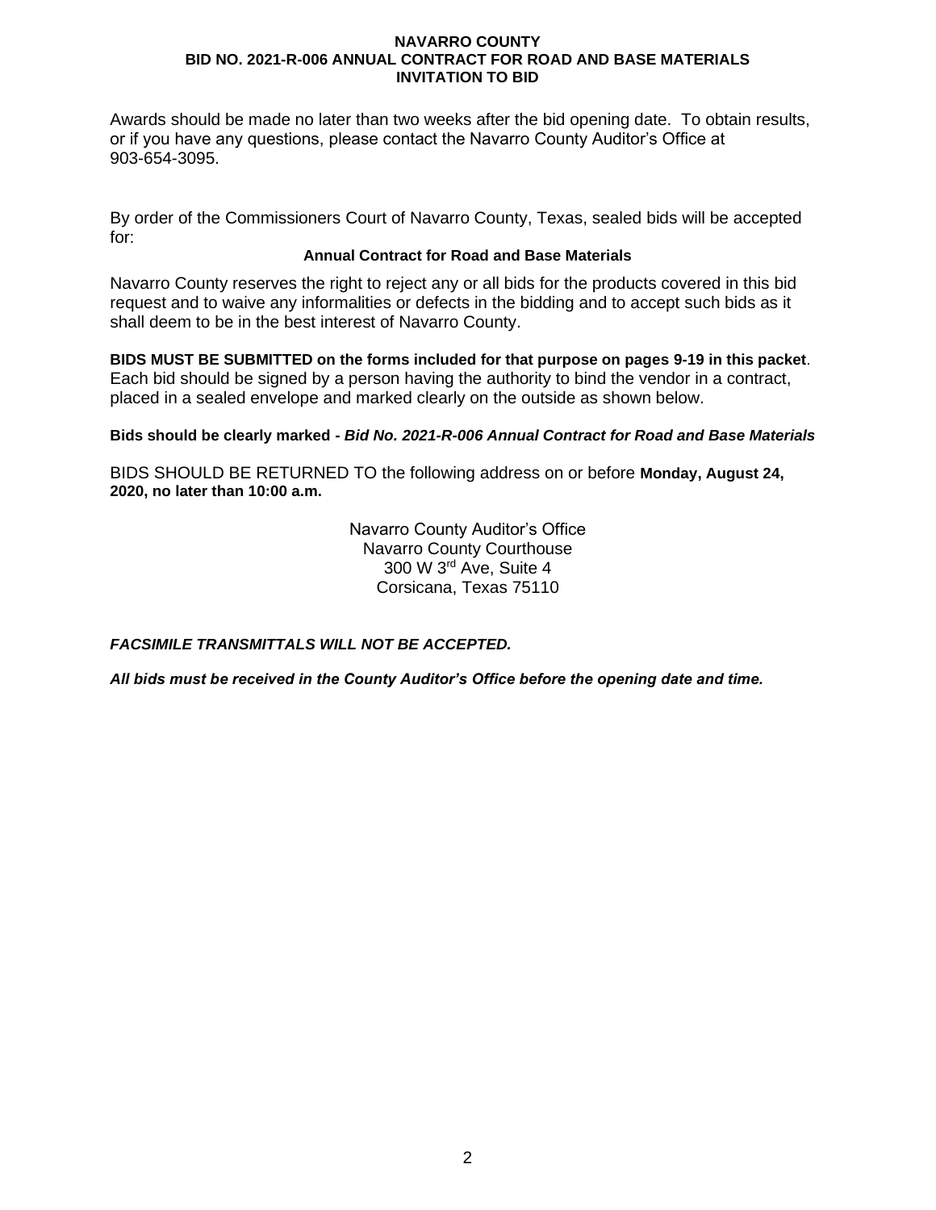Awards should be made no later than two weeks after the bid opening date. To obtain results, or if you have any questions, please contact the Navarro County Auditor's Office at 903-654-3095.

By order of the Commissioners Court of Navarro County, Texas, sealed bids will be accepted for:

**Annual Contract for Road and Base Materials**

Navarro County reserves the right to reject any or all bids for the products covered in this bid request and to waive any informalities or defects in the bidding and to accept such bids as it shall deem to be in the best interest of Navarro County.

**BIDS MUST BE SUBMITTED on the forms included for that purpose on pages 9-19 in this packet**. Each bid should be signed by a person having the authority to bind the vendor in a contract, placed in a sealed envelope and marked clearly on the outside as shown below.

**Bids should be clearly marked -** ***Bid No. 2021-R-006 Annual Contract for Road and Base Materials***

BIDS SHOULD BE RETURNED TO the following address on or before **Monday, August 24, 2020, no later than 10:00 a.m.**

Navarro County Auditor's Office
Navarro County Courthouse
300 W 3rd Ave, Suite 4
Corsicana, Texas 75110

***FACSIMILE TRANSMITTALS WILL NOT BE ACCEPTED.***

***All bids must be received in the County Auditor's Office before the opening date and time.***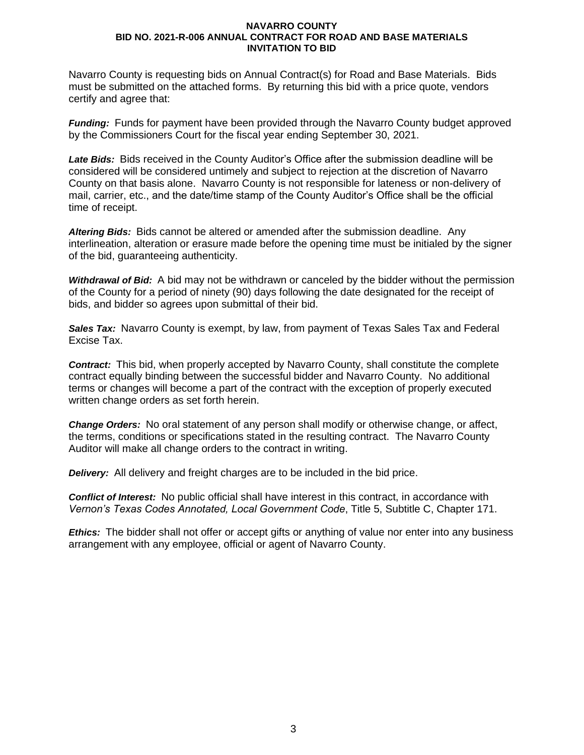# NAVARRO COUNTY
## BID NO. 2021-R-006 ANNUAL CONTRACT FOR ROAD AND BASE MATERIALS
## INVITATION TO BID

Navarro County is requesting bids on Annual Contract(s) for Road and Base Materials. Bids must be submitted on the attached forms. By returning this bid with a price quote, vendors certify and agree that:

***Funding:*** Funds for payment have been provided through the Navarro County budget approved by the Commissioners Court for the fiscal year ending September 30, 2021.

***Late Bids:*** Bids received in the County Auditor's Office after the submission deadline will be considered will be considered untimely and subject to rejection at the discretion of Navarro County on that basis alone. Navarro County is not responsible for lateness or non-delivery of mail, carrier, etc., and the date/time stamp of the County Auditor's Office shall be the official time of receipt.

***Altering Bids:*** Bids cannot be altered or amended after the submission deadline. Any interlineation, alteration or erasure made before the opening time must be initialed by the signer of the bid, guaranteeing authenticity.

***Withdrawal of Bid:*** A bid may not be withdrawn or canceled by the bidder without the permission of the County for a period of ninety (90) days following the date designated for the receipt of bids, and bidder so agrees upon submittal of their bid.

***Sales Tax:*** Navarro County is exempt, by law, from payment of Texas Sales Tax and Federal Excise Tax.

***Contract:*** This bid, when properly accepted by Navarro County, shall constitute the complete contract equally binding between the successful bidder and Navarro County. No additional terms or changes will become a part of the contract with the exception of properly executed written change orders as set forth herein.

***Change Orders:*** No oral statement of any person shall modify or otherwise change, or affect, the terms, conditions or specifications stated in the resulting contract. The Navarro County Auditor will make all change orders to the contract in writing.

***Delivery:*** All delivery and freight charges are to be included in the bid price.

***Conflict of Interest:*** No public official shall have interest in this contract, in accordance with *Vernon's Texas Codes Annotated, Local Government Code*, Title 5, Subtitle C, Chapter 171.

***Ethics:*** The bidder shall not offer or accept gifts or anything of value nor enter into any business arrangement with any employee, official or agent of Navarro County.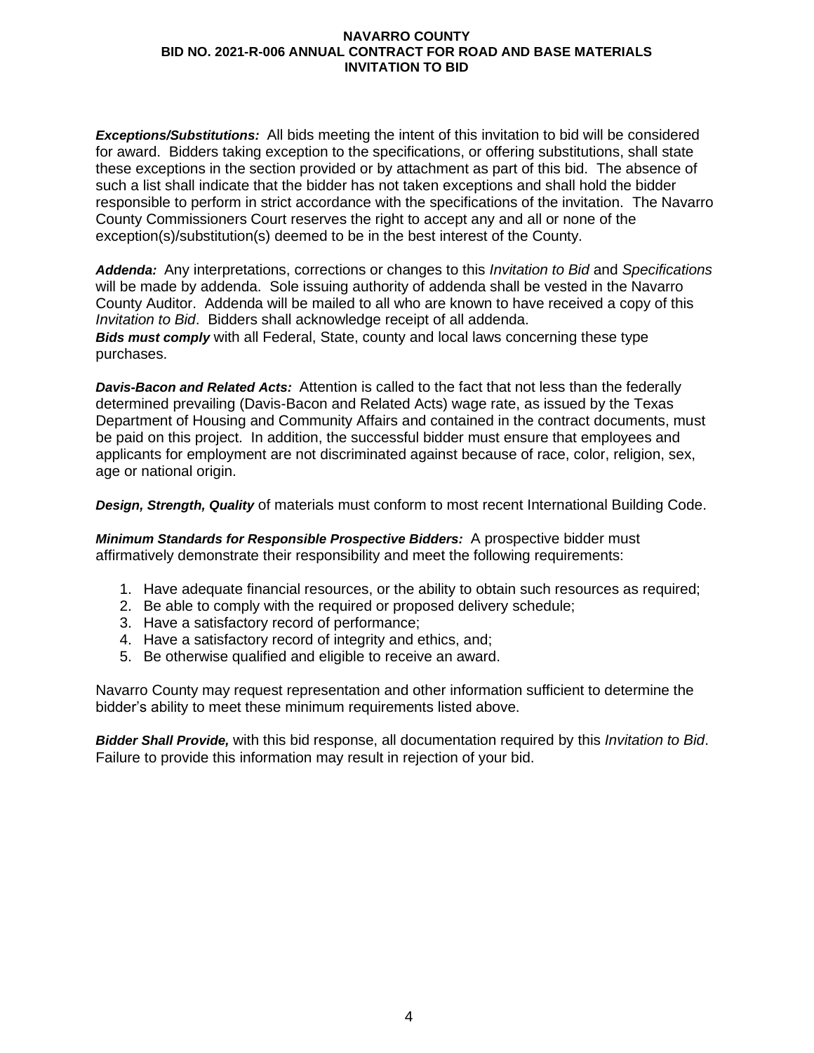***Exceptions/Substitutions:*** All bids meeting the intent of this invitation to bid will be considered for award. Bidders taking exception to the specifications, or offering substitutions, shall state these exceptions in the section provided or by attachment as part of this bid. The absence of such a list shall indicate that the bidder has not taken exceptions and shall hold the bidder responsible to perform in strict accordance with the specifications of the invitation. The Navarro County Commissioners Court reserves the right to accept any and all or none of the exception(s)/substitution(s) deemed to be in the best interest of the County.

***Addenda:*** Any interpretations, corrections or changes to this *Invitation to Bid* and *Specifications* will be made by addenda. Sole issuing authority of addenda shall be vested in the Navarro County Auditor. Addenda will be mailed to all who are known to have received a copy of this *Invitation to Bid*. Bidders shall acknowledge receipt of all addenda.
***Bids must comply*** with all Federal, State, county and local laws concerning these type purchases.

***Davis-Bacon and Related Acts:*** Attention is called to the fact that not less than the federally determined prevailing (Davis-Bacon and Related Acts) wage rate, as issued by the Texas Department of Housing and Community Affairs and contained in the contract documents, must be paid on this project. In addition, the successful bidder must ensure that employees and applicants for employment are not discriminated against because of race, color, religion, sex, age or national origin.

***Design, Strength, Quality*** of materials must conform to most recent International Building Code.

***Minimum Standards for Responsible Prospective Bidders:*** A prospective bidder must affirmatively demonstrate their responsibility and meet the following requirements:

1. Have adequate financial resources, or the ability to obtain such resources as required;
2. Be able to comply with the required or proposed delivery schedule;
3. Have a satisfactory record of performance;
4. Have a satisfactory record of integrity and ethics, and;
5. Be otherwise qualified and eligible to receive an award.

Navarro County may request representation and other information sufficient to determine the bidder's ability to meet these minimum requirements listed above.

***Bidder Shall Provide,*** with this bid response, all documentation required by this *Invitation to Bid*. Failure to provide this information may result in rejection of your bid.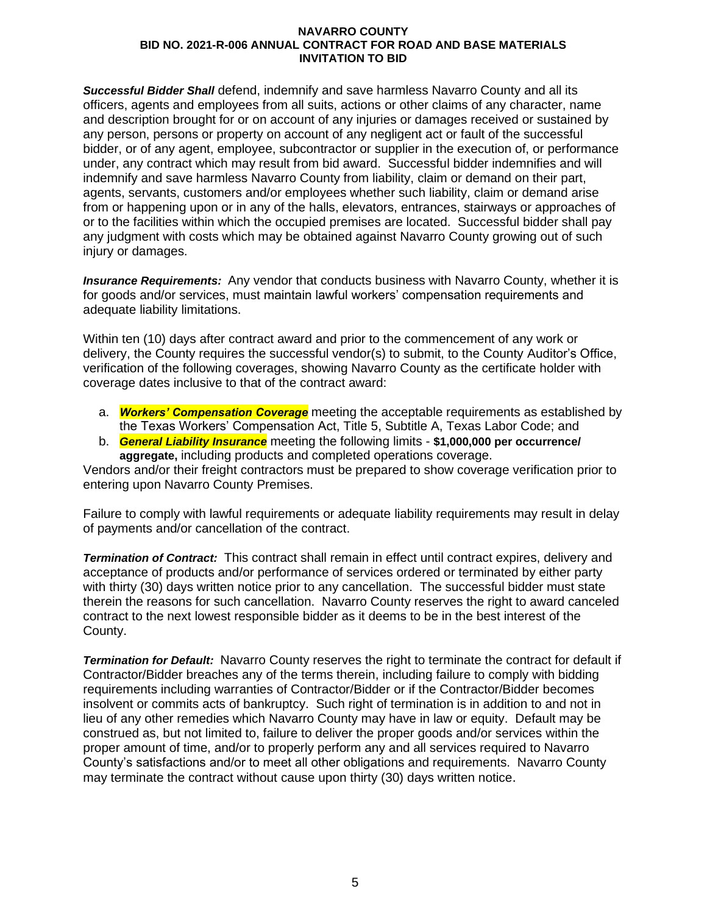***Successful Bidder Shall*** defend, indemnify and save harmless Navarro County and all its officers, agents and employees from all suits, actions or other claims of any character, name and description brought for or on account of any injuries or damages received or sustained by any person, persons or property on account of any negligent act or fault of the successful bidder, or of any agent, employee, subcontractor or supplier in the execution of, or performance under, any contract which may result from bid award. Successful bidder indemnifies and will indemnify and save harmless Navarro County from liability, claim or demand on their part, agents, servants, customers and/or employees whether such liability, claim or demand arise from or happening upon or in any of the halls, elevators, entrances, stairways or approaches of or to the facilities within which the occupied premises are located. Successful bidder shall pay any judgment with costs which may be obtained against Navarro County growing out of such injury or damages.

***Insurance Requirements:*** Any vendor that conducts business with Navarro County, whether it is for goods and/or services, must maintain lawful workers' compensation requirements and adequate liability limitations.

Within ten (10) days after contract award and prior to the commencement of any work or delivery, the County requires the successful vendor(s) to submit, to the County Auditor's Office, verification of the following coverages, showing Navarro County as the certificate holder with coverage dates inclusive to that of the contract award:

a. ***Workers' Compensation Coverage*** meeting the acceptable requirements as established by the Texas Workers' Compensation Act, Title 5, Subtitle A, Texas Labor Code; and
b. ***General Liability Insurance*** meeting the following limits - **$1,000,000 per occurrence/ aggregate,** including products and completed operations coverage.

Vendors and/or their freight contractors must be prepared to show coverage verification prior to entering upon Navarro County Premises.

Failure to comply with lawful requirements or adequate liability requirements may result in delay of payments and/or cancellation of the contract.

***Termination of Contract:*** This contract shall remain in effect until contract expires, delivery and acceptance of products and/or performance of services ordered or terminated by either party with thirty (30) days written notice prior to any cancellation. The successful bidder must state therein the reasons for such cancellation. Navarro County reserves the right to award canceled contract to the next lowest responsible bidder as it deems to be in the best interest of the County.

***Termination for Default:*** Navarro County reserves the right to terminate the contract for default if Contractor/Bidder breaches any of the terms therein, including failure to comply with bidding requirements including warranties of Contractor/Bidder or if the Contractor/Bidder becomes insolvent or commits acts of bankruptcy. Such right of termination is in addition to and not in lieu of any other remedies which Navarro County may have in law or equity. Default may be construed as, but not limited to, failure to deliver the proper goods and/or services within the proper amount of time, and/or to properly perform any and all services required to Navarro County's satisfactions and/or to meet all other obligations and requirements. Navarro County may terminate the contract without cause upon thirty (30) days written notice.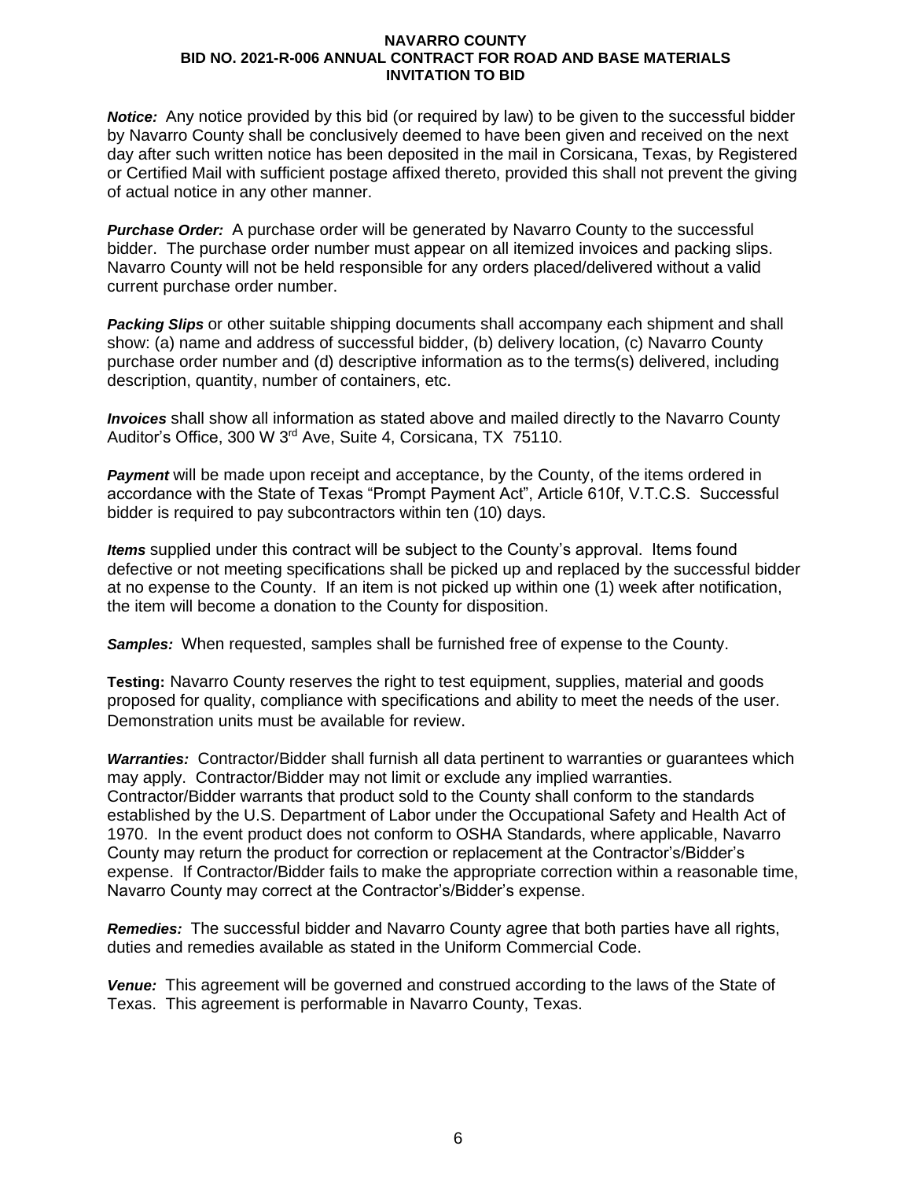***Notice:*** Any notice provided by this bid (or required by law) to be given to the successful bidder by Navarro County shall be conclusively deemed to have been given and received on the next day after such written notice has been deposited in the mail in Corsicana, Texas, by Registered or Certified Mail with sufficient postage affixed thereto, provided this shall not prevent the giving of actual notice in any other manner.

***Purchase Order:*** A purchase order will be generated by Navarro County to the successful bidder. The purchase order number must appear on all itemized invoices and packing slips. Navarro County will not be held responsible for any orders placed/delivered without a valid current purchase order number.

***Packing Slips*** or other suitable shipping documents shall accompany each shipment and shall show: (a) name and address of successful bidder, (b) delivery location, (c) Navarro County purchase order number and (d) descriptive information as to the terms(s) delivered, including description, quantity, number of containers, etc.

***Invoices*** shall show all information as stated above and mailed directly to the Navarro County Auditor's Office, 300 W 3rd Ave, Suite 4, Corsicana, TX 75110.

***Payment*** will be made upon receipt and acceptance, by the County, of the items ordered in accordance with the State of Texas "Prompt Payment Act", Article 610f, V.T.C.S. Successful bidder is required to pay subcontractors within ten (10) days.

***Items*** supplied under this contract will be subject to the County's approval. Items found defective or not meeting specifications shall be picked up and replaced by the successful bidder at no expense to the County. If an item is not picked up within one (1) week after notification, the item will become a donation to the County for disposition.

***Samples:*** When requested, samples shall be furnished free of expense to the County.

**Testing:** Navarro County reserves the right to test equipment, supplies, material and goods proposed for quality, compliance with specifications and ability to meet the needs of the user. Demonstration units must be available for review.

***Warranties:*** Contractor/Bidder shall furnish all data pertinent to warranties or guarantees which may apply. Contractor/Bidder may not limit or exclude any implied warranties. Contractor/Bidder warrants that product sold to the County shall conform to the standards established by the U.S. Department of Labor under the Occupational Safety and Health Act of 1970. In the event product does not conform to OSHA Standards, where applicable, Navarro County may return the product for correction or replacement at the Contractor's/Bidder's expense. If Contractor/Bidder fails to make the appropriate correction within a reasonable time, Navarro County may correct at the Contractor's/Bidder's expense.

***Remedies:*** The successful bidder and Navarro County agree that both parties have all rights, duties and remedies available as stated in the Uniform Commercial Code.

***Venue:*** This agreement will be governed and construed according to the laws of the State of Texas. This agreement is performable in Navarro County, Texas.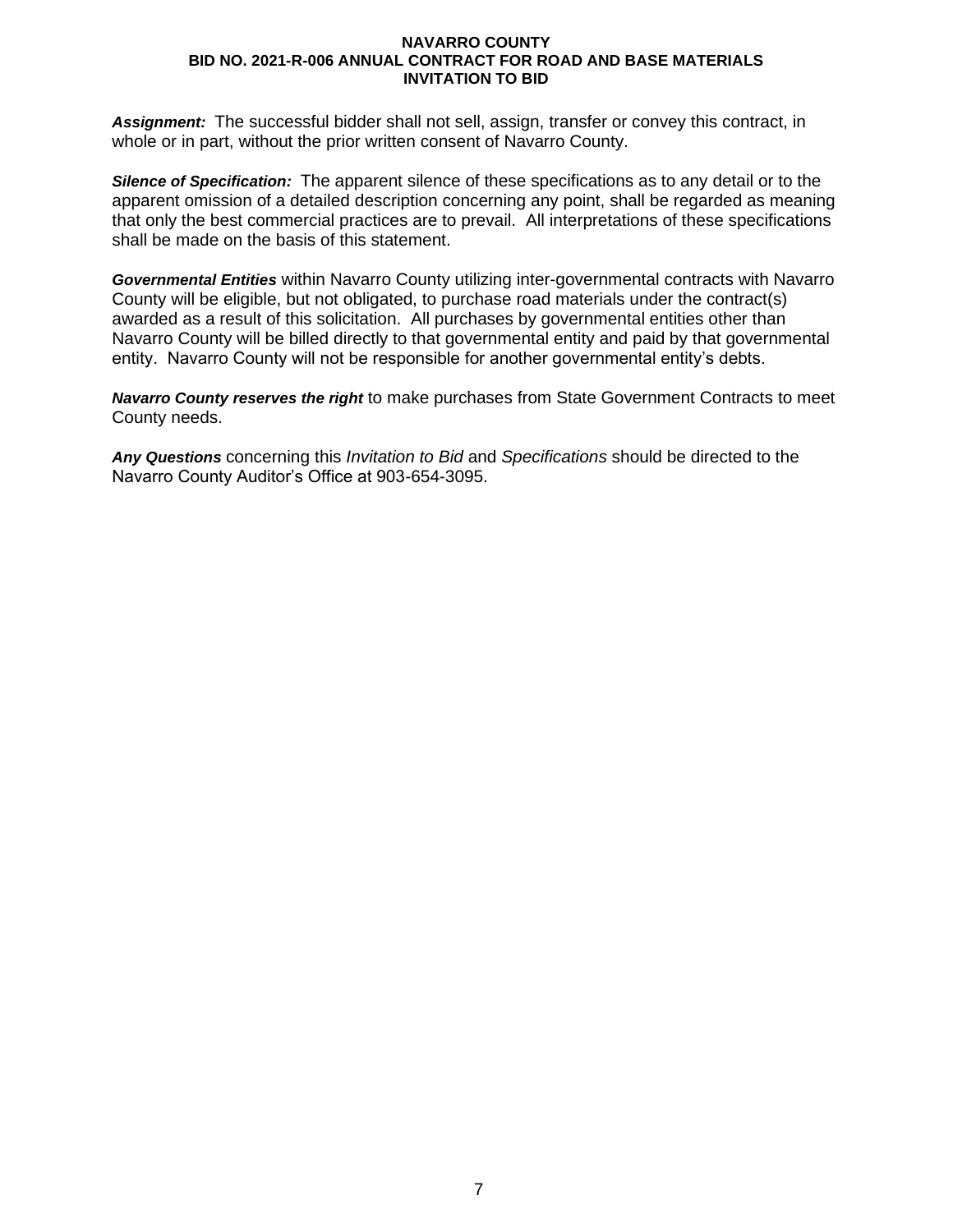***Assignment:*** The successful bidder shall not sell, assign, transfer or convey this contract, in whole or in part, without the prior written consent of Navarro County.

***Silence of Specification:*** The apparent silence of these specifications as to any detail or to the apparent omission of a detailed description concerning any point, shall be regarded as meaning that only the best commercial practices are to prevail. All interpretations of these specifications shall be made on the basis of this statement.

***Governmental Entities*** within Navarro County utilizing inter-governmental contracts with Navarro County will be eligible, but not obligated, to purchase road materials under the contract(s) awarded as a result of this solicitation. All purchases by governmental entities other than Navarro County will be billed directly to that governmental entity and paid by that governmental entity. Navarro County will not be responsible for another governmental entity's debts.

***Navarro County reserves the right*** to make purchases from State Government Contracts to meet County needs.

***Any Questions*** concerning this *Invitation to Bid* and *Specifications* should be directed to the Navarro County Auditor's Office at 903-654-3095.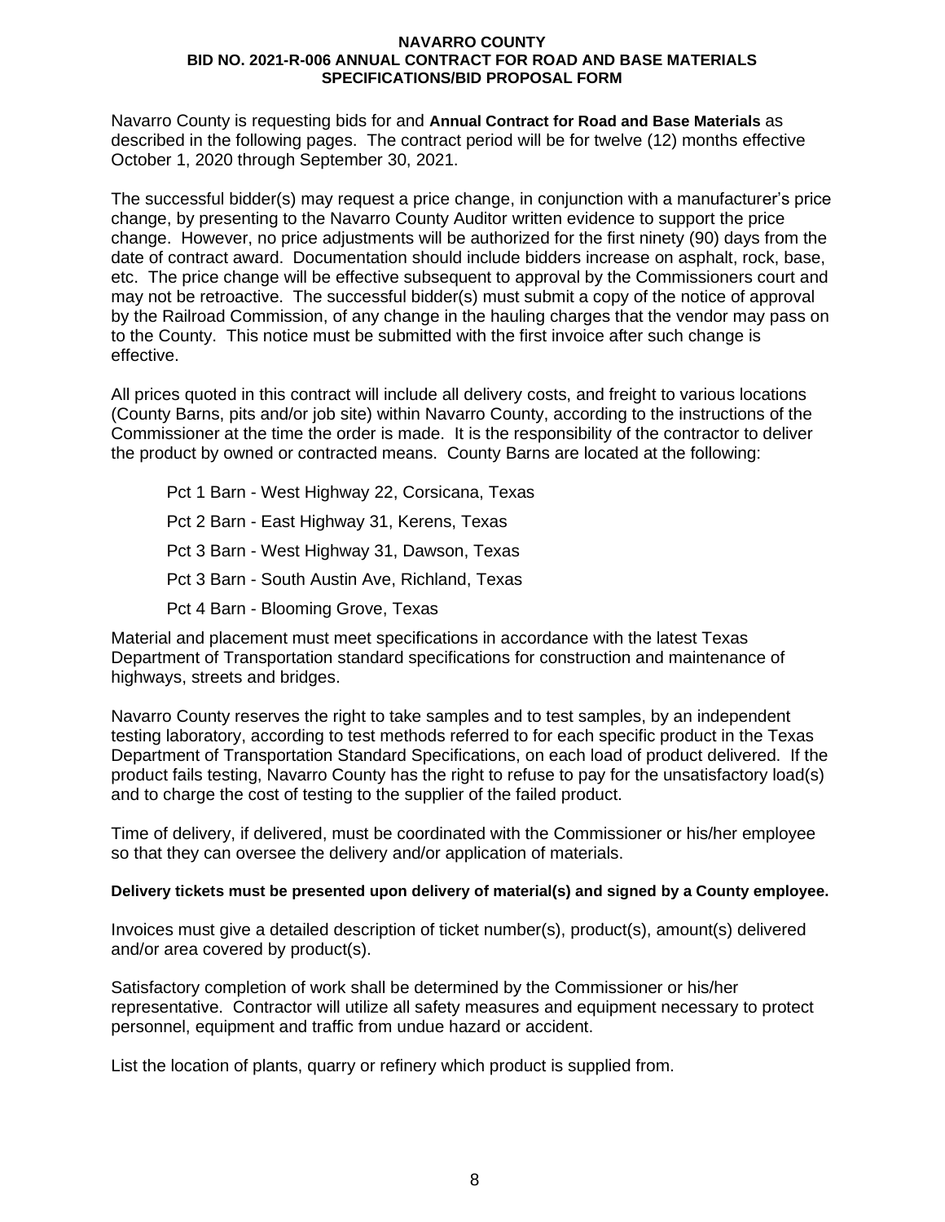**NAVARRO COUNTY**
**BID NO. 2021-R-006 ANNUAL CONTRACT FOR ROAD AND BASE MATERIALS**
**SPECIFICATIONS/BID PROPOSAL FORM**

Navarro County is requesting bids for and **Annual Contract for Road and Base Materials** as described in the following pages. The contract period will be for twelve (12) months effective October 1, 2020 through September 30, 2021.

The successful bidder(s) may request a price change, in conjunction with a manufacturer's price change, by presenting to the Navarro County Auditor written evidence to support the price change. However, no price adjustments will be authorized for the first ninety (90) days from the date of contract award. Documentation should include bidders increase on asphalt, rock, base, etc. The price change will be effective subsequent to approval by the Commissioners court and may not be retroactive. The successful bidder(s) must submit a copy of the notice of approval by the Railroad Commission, of any change in the hauling charges that the vendor may pass on to the County. This notice must be submitted with the first invoice after such change is effective.

All prices quoted in this contract will include all delivery costs, and freight to various locations (County Barns, pits and/or job site) within Navarro County, according to the instructions of the Commissioner at the time the order is made. It is the responsibility of the contractor to deliver the product by owned or contracted means. County Barns are located at the following:

Pct 1 Barn - West Highway 22, Corsicana, Texas

Pct 2 Barn - East Highway 31, Kerens, Texas

Pct 3 Barn - West Highway 31, Dawson, Texas

Pct 3 Barn - South Austin Ave, Richland, Texas

Pct 4 Barn - Blooming Grove, Texas

Material and placement must meet specifications in accordance with the latest Texas Department of Transportation standard specifications for construction and maintenance of highways, streets and bridges.

Navarro County reserves the right to take samples and to test samples, by an independent testing laboratory, according to test methods referred to for each specific product in the Texas Department of Transportation Standard Specifications, on each load of product delivered. If the product fails testing, Navarro County has the right to refuse to pay for the unsatisfactory load(s) and to charge the cost of testing to the supplier of the failed product.

Time of delivery, if delivered, must be coordinated with the Commissioner or his/her employee so that they can oversee the delivery and/or application of materials.

**Delivery tickets must be presented upon delivery of material(s) and signed by a County employee.**

Invoices must give a detailed description of ticket number(s), product(s), amount(s) delivered and/or area covered by product(s).

Satisfactory completion of work shall be determined by the Commissioner or his/her representative. Contractor will utilize all safety measures and equipment necessary to protect personnel, equipment and traffic from undue hazard or accident.

List the location of plants, quarry or refinery which product is supplied from.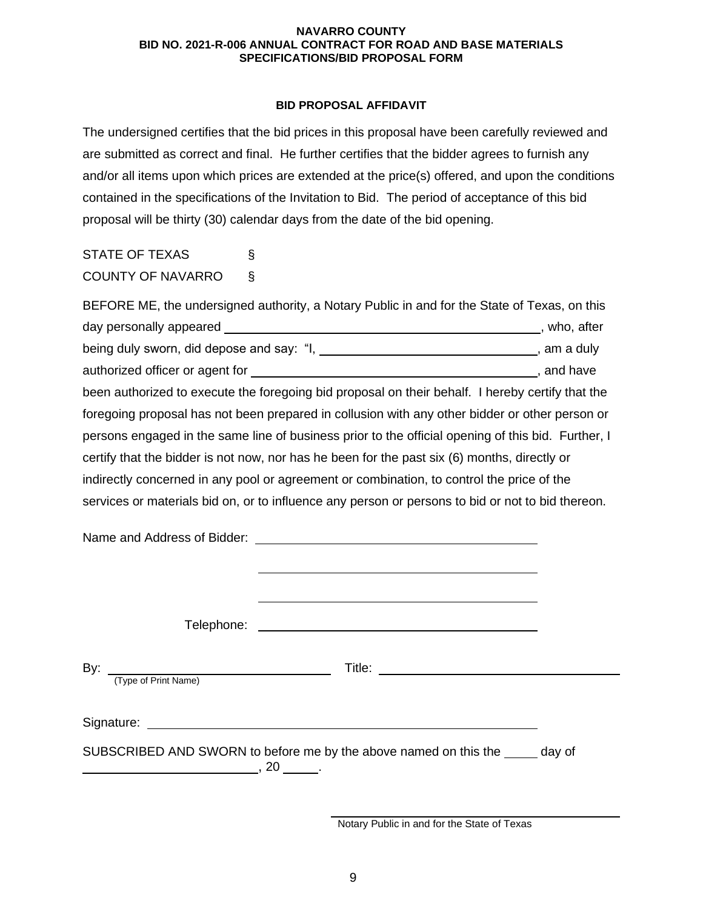**NAVARRO COUNTY**
**BID NO. 2021-R-006 ANNUAL CONTRACT FOR ROAD AND BASE MATERIALS**
**SPECIFICATIONS/BID PROPOSAL FORM**

## BID PROPOSAL AFFIDAVIT

The undersigned certifies that the bid prices in this proposal have been carefully reviewed and are submitted as correct and final. He further certifies that the bidder agrees to furnish any and/or all items upon which prices are extended at the price(s) offered, and upon the conditions contained in the specifications of the Invitation to Bid. The period of acceptance of this bid proposal will be thirty (30) calendar days from the date of the bid opening.

STATE OF TEXAS §
COUNTY OF NAVARRO §

BEFORE ME, the undersigned authority, a Notary Public in and for the State of Texas, on this day personally appeared ______________________________, who, after being duly sworn, did depose and say: "I, ______________________, am a duly authorized officer or agent for ______________________________, and have been authorized to execute the foregoing bid proposal on their behalf. I hereby certify that the foregoing proposal has not been prepared in collusion with any other bidder or other person or persons engaged in the same line of business prior to the official opening of this bid. Further, I certify that the bidder is not now, nor has he been for the past six (6) months, directly or indirectly concerned in any pool or agreement or combination, to control the price of the services or materials bid on, or to influence any person or persons to bid or not to bid thereon.

Name and Address of Bidder: ______________________________

______________________________

______________________________

Telephone: ______________________________

By: ______________________ Title: ______________________
(Type of Print Name)

Signature: ______________________________

SUBSCRIBED AND SWORN to before me by the above named on this the _____ day of ______________________, 20 _____.

______________________________
Notary Public in and for the State of Texas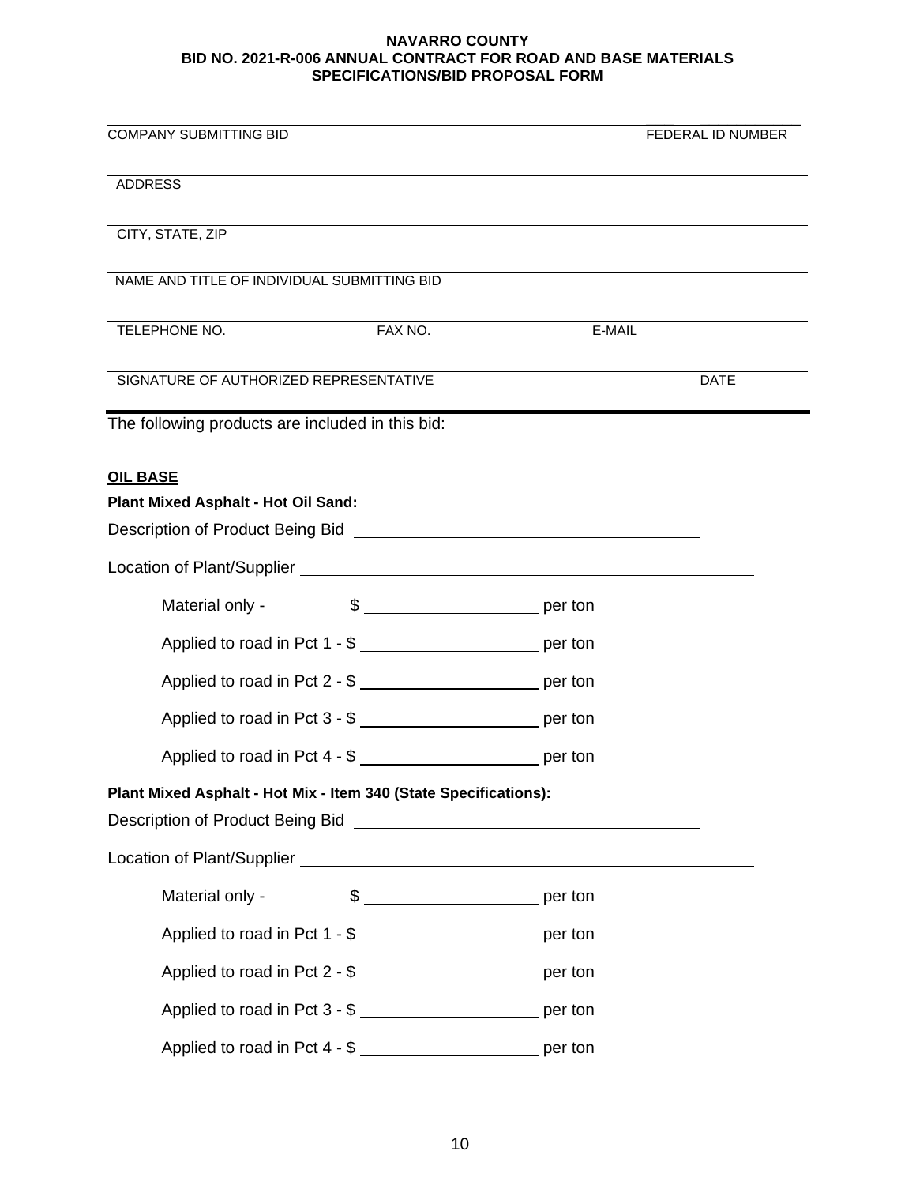**NAVARRO COUNTY**
**BID NO. 2021-R-006 ANNUAL CONTRACT FOR ROAD AND BASE MATERIALS**
**SPECIFICATIONS/BID PROPOSAL FORM**

_______________________________________________
COMPANY SUBMITTING BID FEDERAL ID NUMBER

_______________________________________________
ADDRESS

_______________________________________________
CITY, STATE, ZIP

_______________________________________________
NAME AND TITLE OF INDIVIDUAL SUBMITTING BID

_______________________________________________
TELEPHONE NO. FAX NO. E-MAIL

_______________________________________________
SIGNATURE OF AUTHORIZED REPRESENTATIVE DATE

The following products are included in this bid:

**OIL BASE**

**Plant Mixed Asphalt - Hot Oil Sand:**

Description of Product Being Bid ______________________________

Location of Plant/Supplier ______________________________

Material only - $ ____________ per ton

Applied to road in Pct 1 - $ ____________ per ton

Applied to road in Pct 2 - $ ____________ per ton

Applied to road in Pct 3 - $ ____________ per ton

Applied to road in Pct 4 - $ ____________ per ton

**Plant Mixed Asphalt - Hot Mix - Item 340 (State Specifications):**

Description of Product Being Bid ______________________________

Location of Plant/Supplier ______________________________

Material only - $ ____________ per ton

Applied to road in Pct 1 - $ ____________ per ton

Applied to road in Pct 2 - $ ____________ per ton

Applied to road in Pct 3 - $ ____________ per ton

Applied to road in Pct 4 - $ ____________ per ton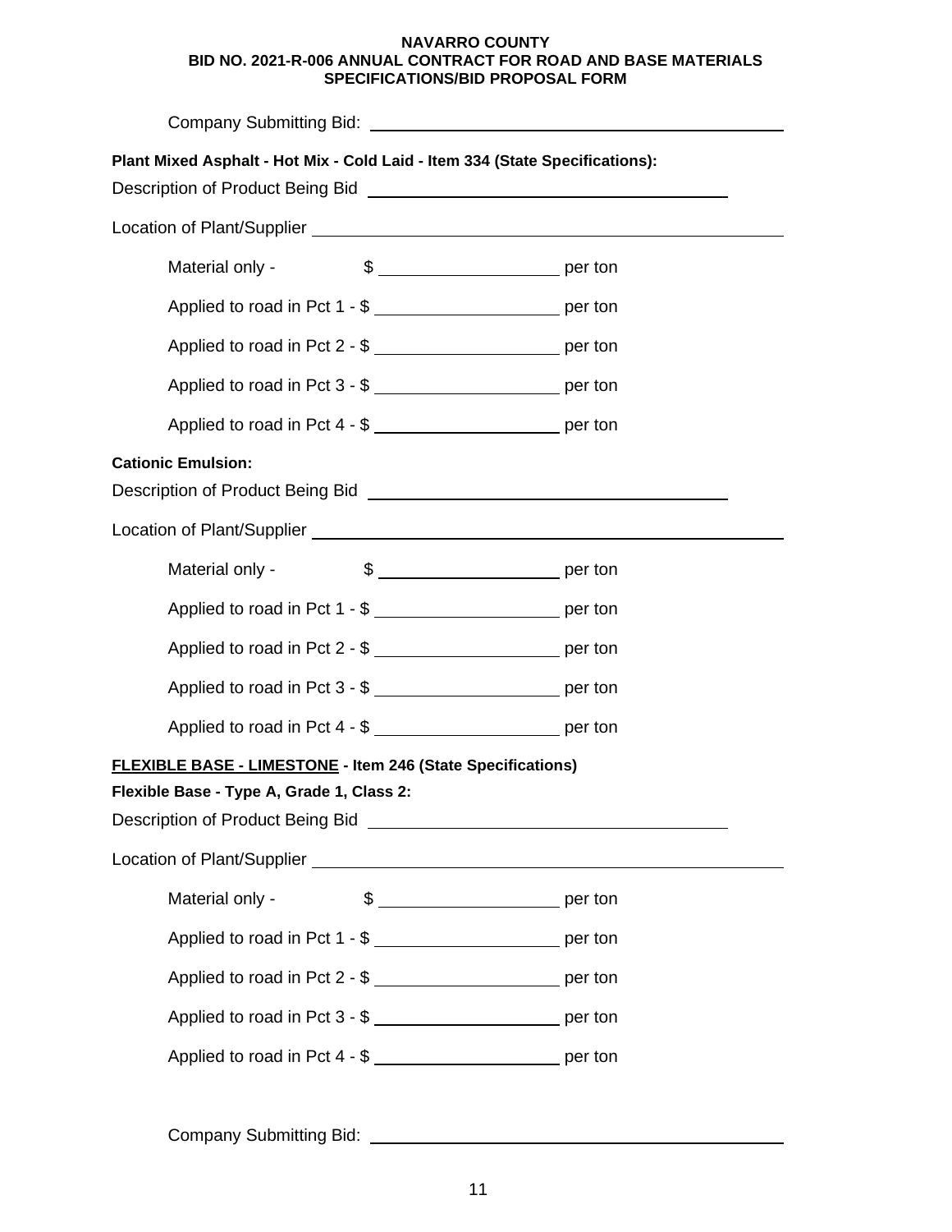**NAVARRO COUNTY**
**BID NO. 2021-R-006 ANNUAL CONTRACT FOR ROAD AND BASE MATERIALS**
**SPECIFICATIONS/BID PROPOSAL FORM**

Company Submitting Bid: ______________________________

**Plant Mixed Asphalt - Hot Mix - Cold Laid - Item 334 (State Specifications):**

Description of Product Being Bid ______________________________

Location of Plant/Supplier ______________________________

Material only - $ ____________ per ton

Applied to road in Pct 1 - $ ____________ per ton

Applied to road in Pct 2 - $ ____________ per ton

Applied to road in Pct 3 - $ ____________ per ton

Applied to road in Pct 4 - $ ____________ per ton

**Cationic Emulsion:**

Description of Product Being Bid ______________________________

Location of Plant/Supplier ______________________________

Material only - $ ____________ per ton

Applied to road in Pct 1 - $ ____________ per ton

Applied to road in Pct 2 - $ ____________ per ton

Applied to road in Pct 3 - $ ____________ per ton

Applied to road in Pct 4 - $ ____________ per ton

**FLEXIBLE BASE - LIMESTONE - Item 246 (State Specifications)**

**Flexible Base - Type A, Grade 1, Class 2:**

Description of Product Being Bid ______________________________

Location of Plant/Supplier ______________________________

Material only - $ ____________ per ton

Applied to road in Pct 1 - $ ____________ per ton

Applied to road in Pct 2 - $ ____________ per ton

Applied to road in Pct 3 - $ ____________ per ton

Applied to road in Pct 4 - $ ____________ per ton

Company Submitting Bid: ______________________________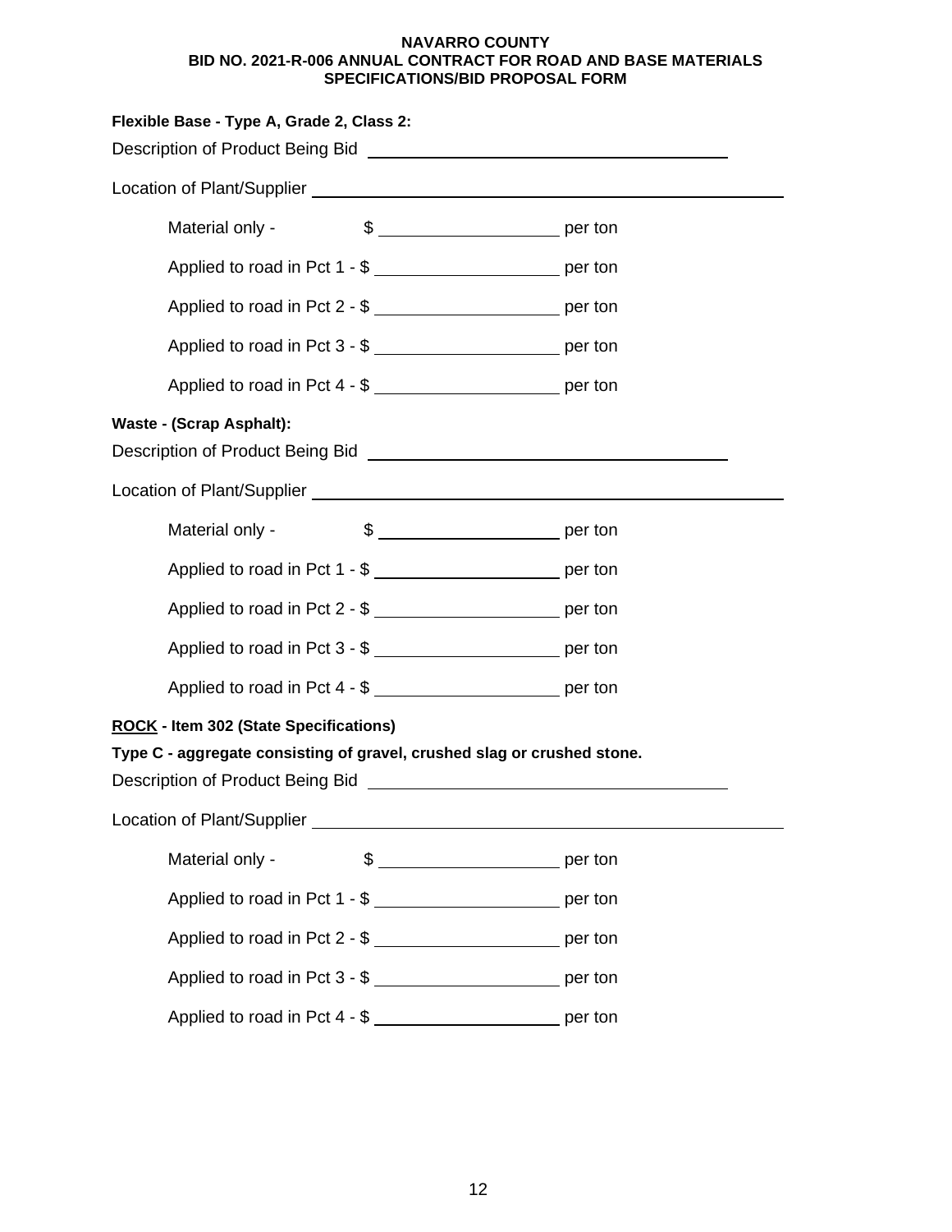**NAVARRO COUNTY**
**BID NO. 2021-R-006 ANNUAL CONTRACT FOR ROAD AND BASE MATERIALS**
**SPECIFICATIONS/BID PROPOSAL FORM**

**Flexible Base - Type A, Grade 2, Class 2:**

Description of Product Being Bid ______________________________

Location of Plant/Supplier ______________________________

Material only - $ ____________ per ton

Applied to road in Pct 1 - $ ____________ per ton

Applied to road in Pct 2 - $ ____________ per ton

Applied to road in Pct 3 - $ ____________ per ton

Applied to road in Pct 4 - $ ____________ per ton

**Waste - (Scrap Asphalt):**

Description of Product Being Bid ______________________________

Location of Plant/Supplier ______________________________

Material only - $ ____________ per ton

Applied to road in Pct 1 - $ ____________ per ton

Applied to road in Pct 2 - $ ____________ per ton

Applied to road in Pct 3 - $ ____________ per ton

Applied to road in Pct 4 - $ ____________ per ton

**ROCK - Item 302 (State Specifications)**

**Type C - aggregate consisting of gravel, crushed slag or crushed stone.**

Description of Product Being Bid ______________________________

Location of Plant/Supplier ______________________________

Material only - $ ____________ per ton

Applied to road in Pct 1 - $ ____________ per ton

Applied to road in Pct 2 - $ ____________ per ton

Applied to road in Pct 3 - $ ____________ per ton

Applied to road in Pct 4 - $ ____________ per ton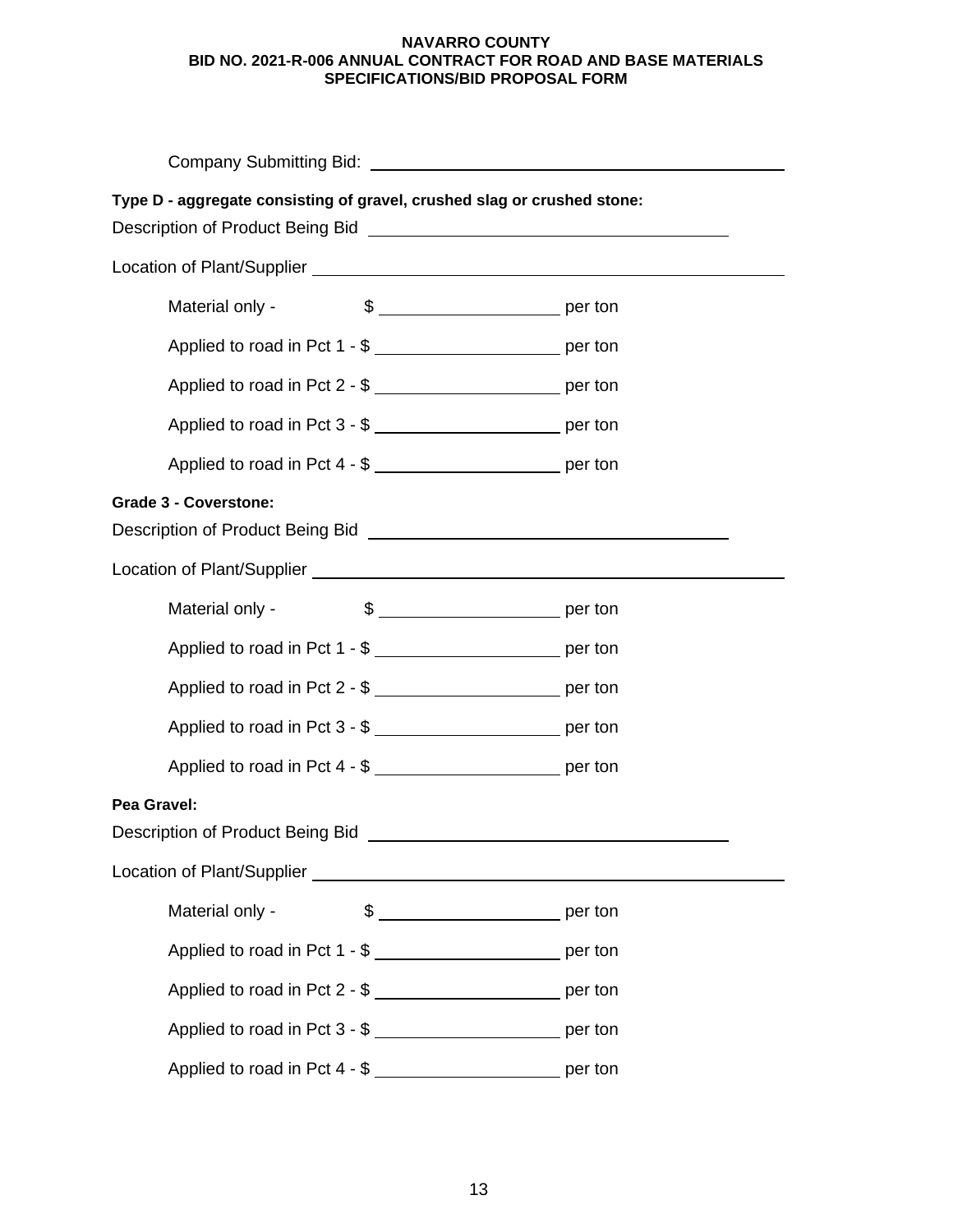**NAVARRO COUNTY**
**BID NO. 2021-R-006 ANNUAL CONTRACT FOR ROAD AND BASE MATERIALS**
**SPECIFICATIONS/BID PROPOSAL FORM**

Company Submitting Bid: ____________________________________________

**Type D - aggregate consisting of gravel, crushed slag or crushed stone:**

Description of Product Being Bid ____________________________________

Location of Plant/Supplier __________________________________________

Material only - $ ____________________ per ton

Applied to road in Pct 1 - $ ____________________ per ton

Applied to road in Pct 2 - $ ____________________ per ton

Applied to road in Pct 3 - $ ____________________ per ton

Applied to road in Pct 4 - $ ____________________ per ton

**Grade 3 - Coverstone:**

Description of Product Being Bid ____________________________________

Location of Plant/Supplier __________________________________________

Material only - $ ____________________ per ton

Applied to road in Pct 1 - $ ____________________ per ton

Applied to road in Pct 2 - $ ____________________ per ton

Applied to road in Pct 3 - $ ____________________ per ton

Applied to road in Pct 4 - $ ____________________ per ton

**Pea Gravel:**

Description of Product Being Bid ____________________________________

Location of Plant/Supplier __________________________________________

Material only - $ ____________________ per ton

Applied to road in Pct 1 - $ ____________________ per ton

Applied to road in Pct 2 - $ ____________________ per ton

Applied to road in Pct 3 - $ ____________________ per ton

Applied to road in Pct 4 - $ ____________________ per ton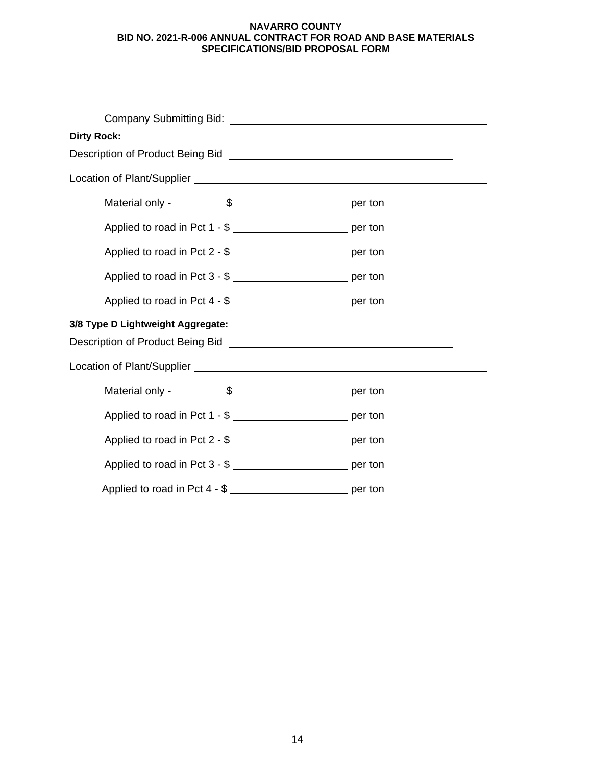**NAVARRO COUNTY**
**BID NO. 2021-R-006 ANNUAL CONTRACT FOR ROAD AND BASE MATERIALS**
**SPECIFICATIONS/BID PROPOSAL FORM**

Company Submitting Bid: ______________________________________________

**Dirty Rock:**

Description of Product Being Bid ________________________________________

Location of Plant/Supplier _______________________________________________

Material only - $ ____________________ per ton

Applied to road in Pct 1 - $ ____________________ per ton

Applied to road in Pct 2 - $ ____________________ per ton

Applied to road in Pct 3 - $ ____________________ per ton

Applied to road in Pct 4 - $ ____________________ per ton

**3/8 Type D Lightweight Aggregate:**

Description of Product Being Bid ________________________________________

Location of Plant/Supplier _______________________________________________

Material only - $ ____________________ per ton

Applied to road in Pct 1 - $ ____________________ per ton

Applied to road in Pct 2 - $ ____________________ per ton

Applied to road in Pct 3 - $ ____________________ per ton

Applied to road in Pct 4 - $ ____________________ per ton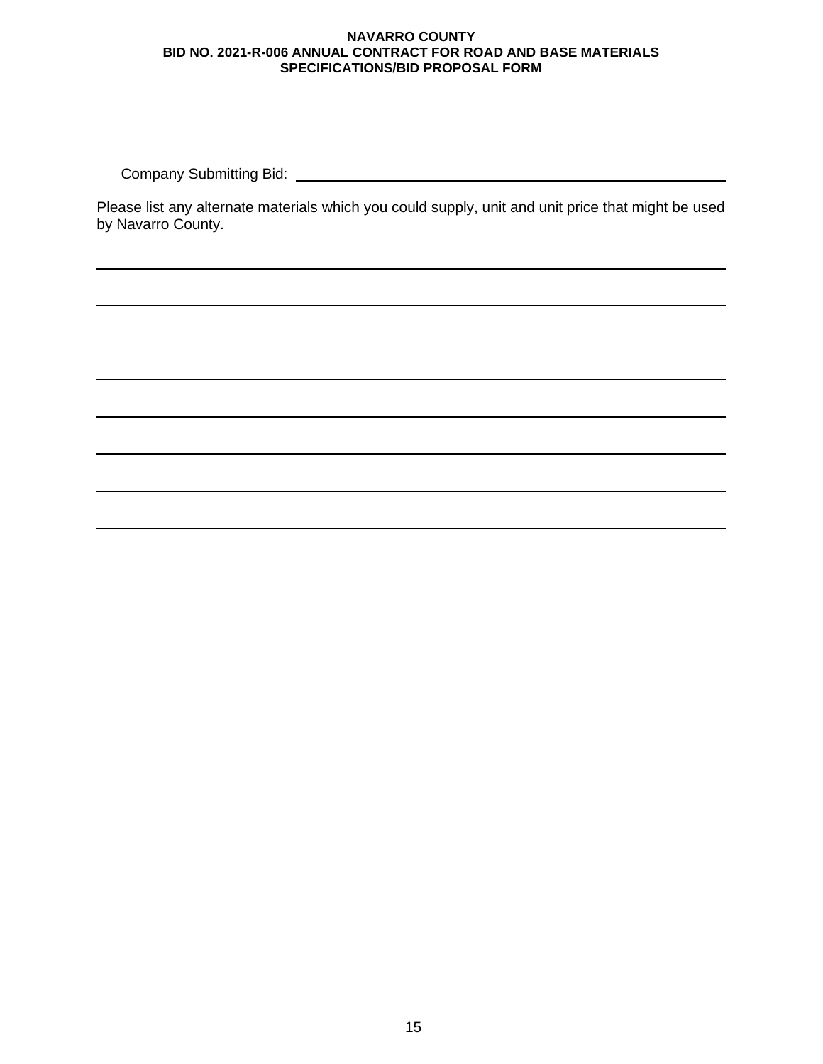**NAVARRO COUNTY**
**BID NO. 2021-R-006 ANNUAL CONTRACT FOR ROAD AND BASE MATERIALS**
**SPECIFICATIONS/BID PROPOSAL FORM**

Company Submitting Bid: \_\_\_\_\_\_\_\_\_\_\_\_\_\_\_\_\_\_\_\_\_\_\_\_\_\_\_\_\_\_\_\_\_\_\_\_\_\_\_\_\_\_\_\_\_\_\_\_

Please list any alternate materials which you could supply, unit and unit price that might be used by Navarro County.

\_\_\_\_\_\_\_\_\_\_\_\_\_\_\_\_\_\_\_\_\_\_\_\_\_\_\_\_\_\_\_\_\_\_\_\_\_\_\_\_\_\_\_\_\_\_\_\_\_\_\_\_\_\_\_\_\_\_\_\_\_\_\_\_\_\_\_\_\_\_\_\_

\_\_\_\_\_\_\_\_\_\_\_\_\_\_\_\_\_\_\_\_\_\_\_\_\_\_\_\_\_\_\_\_\_\_\_\_\_\_\_\_\_\_\_\_\_\_\_\_\_\_\_\_\_\_\_\_\_\_\_\_\_\_\_\_\_\_\_\_\_\_\_\_

\_\_\_\_\_\_\_\_\_\_\_\_\_\_\_\_\_\_\_\_\_\_\_\_\_\_\_\_\_\_\_\_\_\_\_\_\_\_\_\_\_\_\_\_\_\_\_\_\_\_\_\_\_\_\_\_\_\_\_\_\_\_\_\_\_\_\_\_\_\_\_\_

\_\_\_\_\_\_\_\_\_\_\_\_\_\_\_\_\_\_\_\_\_\_\_\_\_\_\_\_\_\_\_\_\_\_\_\_\_\_\_\_\_\_\_\_\_\_\_\_\_\_\_\_\_\_\_\_\_\_\_\_\_\_\_\_\_\_\_\_\_\_\_\_

\_\_\_\_\_\_\_\_\_\_\_\_\_\_\_\_\_\_\_\_\_\_\_\_\_\_\_\_\_\_\_\_\_\_\_\_\_\_\_\_\_\_\_\_\_\_\_\_\_\_\_\_\_\_\_\_\_\_\_\_\_\_\_\_\_\_\_\_\_\_\_\_

\_\_\_\_\_\_\_\_\_\_\_\_\_\_\_\_\_\_\_\_\_\_\_\_\_\_\_\_\_\_\_\_\_\_\_\_\_\_\_\_\_\_\_\_\_\_\_\_\_\_\_\_\_\_\_\_\_\_\_\_\_\_\_\_\_\_\_\_\_\_\_\_

\_\_\_\_\_\_\_\_\_\_\_\_\_\_\_\_\_\_\_\_\_\_\_\_\_\_\_\_\_\_\_\_\_\_\_\_\_\_\_\_\_\_\_\_\_\_\_\_\_\_\_\_\_\_\_\_\_\_\_\_\_\_\_\_\_\_\_\_\_\_\_\_

\_\_\_\_\_\_\_\_\_\_\_\_\_\_\_\_\_\_\_\_\_\_\_\_\_\_\_\_\_\_\_\_\_\_\_\_\_\_\_\_\_\_\_\_\_\_\_\_\_\_\_\_\_\_\_\_\_\_\_\_\_\_\_\_\_\_\_\_\_\_\_\_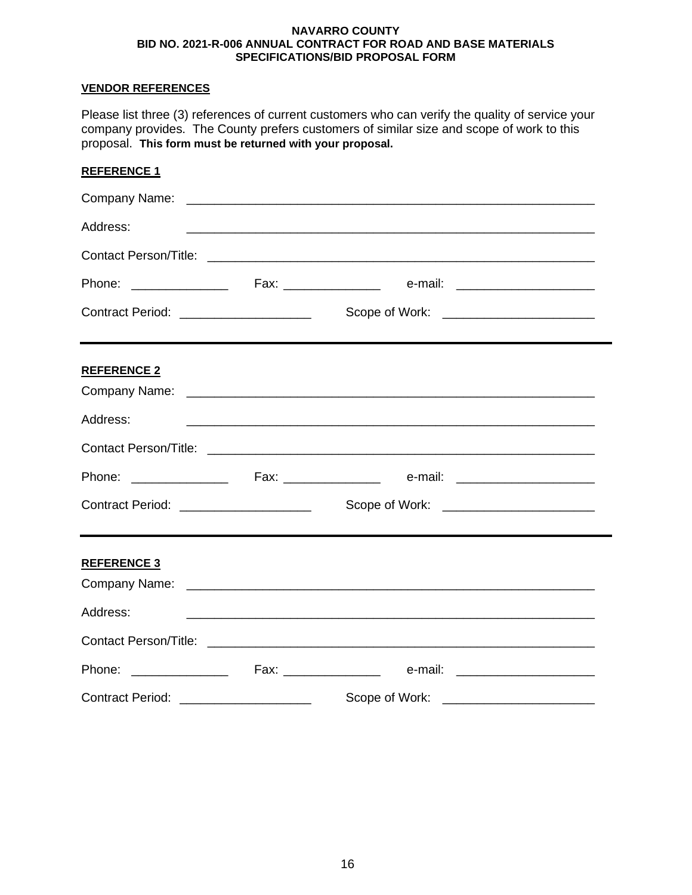**NAVARRO COUNTY**
**BID NO. 2021-R-006 ANNUAL CONTRACT FOR ROAD AND BASE MATERIALS**
**SPECIFICATIONS/BID PROPOSAL FORM**

## VENDOR REFERENCES

Please list three (3) references of current customers who can verify the quality of service your company provides. The County prefers customers of similar size and scope of work to this proposal. **This form must be returned with your proposal.**

### REFERENCE 1

Company Name: ______________________________________________________________

Address: ______________________________________________________________

Contact Person/Title: ______________________________________________________________

Phone: ______________ Fax: ______________ e-mail: ____________________

Contract Period: ___________________ Scope of Work: ______________________

---

### REFERENCE 2

Company Name: ______________________________________________________________

Address: ______________________________________________________________

Contact Person/Title: ______________________________________________________________

Phone: ______________ Fax: ______________ e-mail: ____________________

Contract Period: ___________________ Scope of Work: ______________________

---

### REFERENCE 3

Company Name: ______________________________________________________________

Address: ______________________________________________________________

Contact Person/Title: ______________________________________________________________

Phone: ______________ Fax: ______________ e-mail: ____________________

Contract Period: ___________________ Scope of Work: ______________________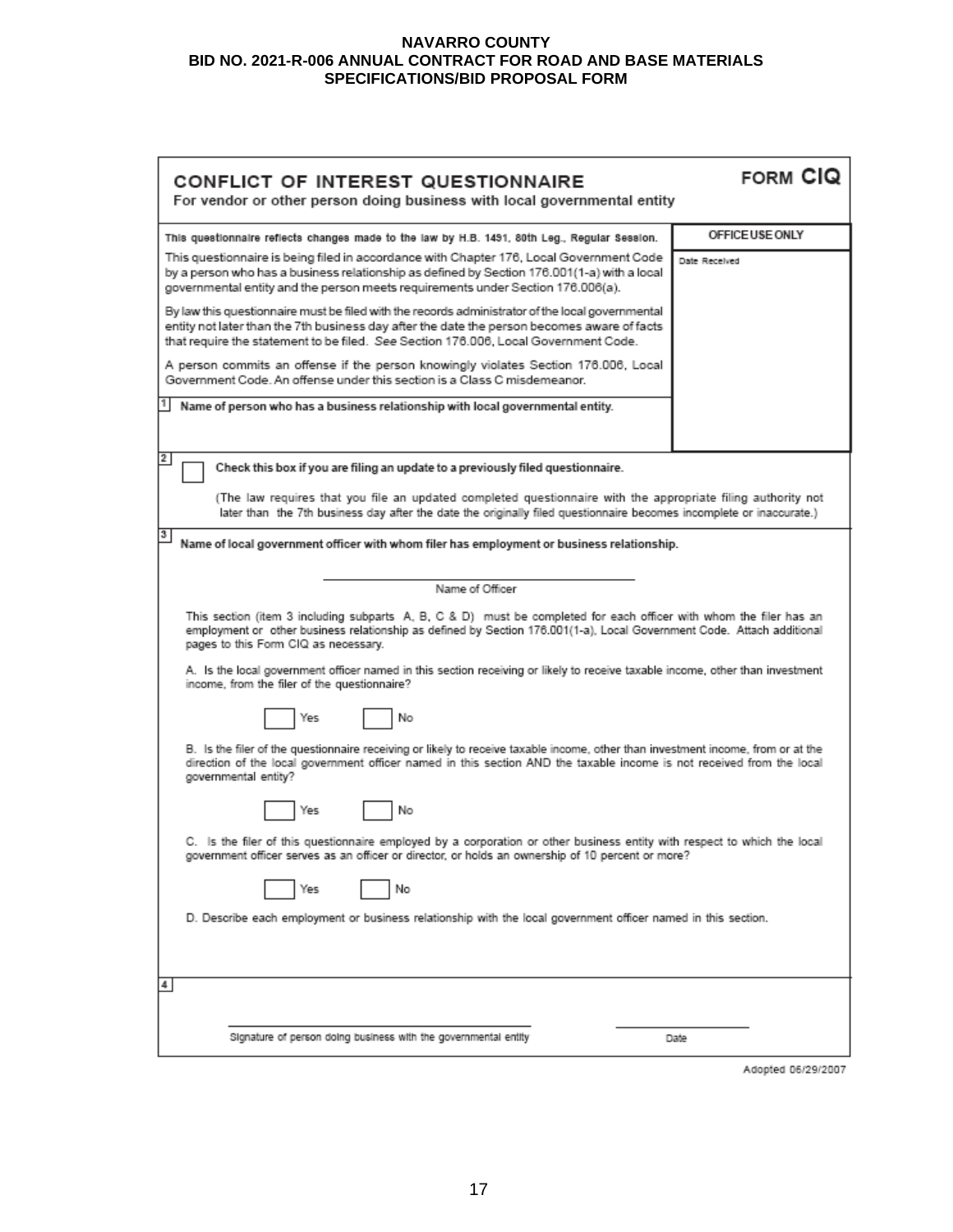**NAVARRO COUNTY**
**BID NO. 2021-R-006 ANNUAL CONTRACT FOR ROAD AND BASE MATERIALS**
**SPECIFICATIONS/BID PROPOSAL FORM**

# CONFLICT OF INTEREST QUESTIONNAIRE — FORM CIQ

For vendor or other person doing business with local governmental entity

**This questionnaire reflects changes made to the law by H.B. 1491, 80th Leg., Regular Session.**

This questionnaire is being filed in accordance with Chapter 176, Local Government Code by a person who has a business relationship as defined by Section 176.001(1-a) with a local governmental entity and the person meets requirements under Section 176.006(a).

By law this questionnaire must be filed with the records administrator of the local governmental entity not later than the 7th business day after the date the person becomes aware of facts that require the statement to be filed. *See* Section 176.006, Local Government Code.

A person commits an offense if the person knowingly violates Section 176.006, Local Government Code. An offense under this section is a Class C misdemeanor.

| OFFICE USE ONLY |
|---|
| Date Received |

**1** Name of person who has a business relationship with local governmental entity.

**2** ☐ Check this box if you are filing an update to a previously filed questionnaire.

(The law requires that you file an updated completed questionnaire with the appropriate filing authority not later than the 7th business day after the date the originally filed questionnaire becomes incomplete or inaccurate.)

**3** Name of local government officer with whom filer has employment or business relationship.

______________________________
Name of Officer

This section (item 3 including subparts A, B, C & D) must be completed for each officer with whom the filer has an employment or other business relationship as defined by Section 176.001(1-a), Local Government Code. Attach additional pages to this Form CIQ as necessary.

A. Is the local government officer named in this section receiving or likely to receive taxable income, other than investment income, from the filer of the questionnaire?

☐ Yes ☐ No

B. Is the filer of the questionnaire receiving or likely to receive taxable income, other than investment income, from or at the direction of the local government officer named in this section AND the taxable income is not received from the local governmental entity?

☐ Yes ☐ No

C. Is the filer of this questionnaire employed by a corporation or other business entity with respect to which the local government officer serves as an officer or director, or holds an ownership of 10 percent or more?

☐ Yes ☐ No

D. Describe each employment or business relationship with the local government officer named in this section.

**4**

______________________________ ______________
Signature of person doing business with the governmental entity Date

Adopted 06/29/2007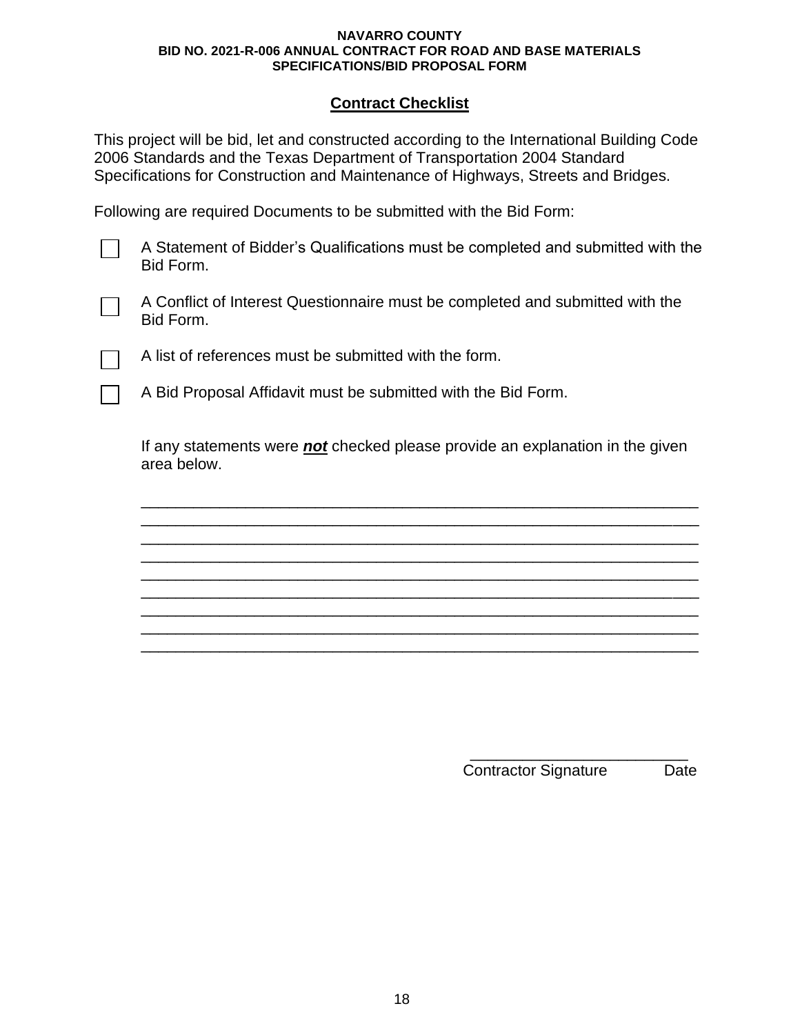NAVARRO COUNTY
BID NO. 2021-R-006 ANNUAL CONTRACT FOR ROAD AND BASE MATERIALS
SPECIFICATIONS/BID PROPOSAL FORM

## Contract Checklist

This project will be bid, let and constructed according to the International Building Code 2006 Standards and the Texas Department of Transportation 2004 Standard Specifications for Construction and Maintenance of Highways, Streets and Bridges.

Following are required Documents to be submitted with the Bid Form:

- [ ] A Statement of Bidder's Qualifications must be completed and submitted with the Bid Form.
- [ ] A Conflict of Interest Questionnaire must be completed and submitted with the Bid Form.
- [ ] A list of references must be submitted with the form.
- [ ] A Bid Proposal Affidavit must be submitted with the Bid Form.

If any statements were ***not*** checked please provide an explanation in the given area below.

_________________________________________________________________
_________________________________________________________________
_________________________________________________________________
_________________________________________________________________
_________________________________________________________________
_________________________________________________________________
_________________________________________________________________
_________________________________________________________________
_________________________________________________________________

_________________________
Contractor Signature Date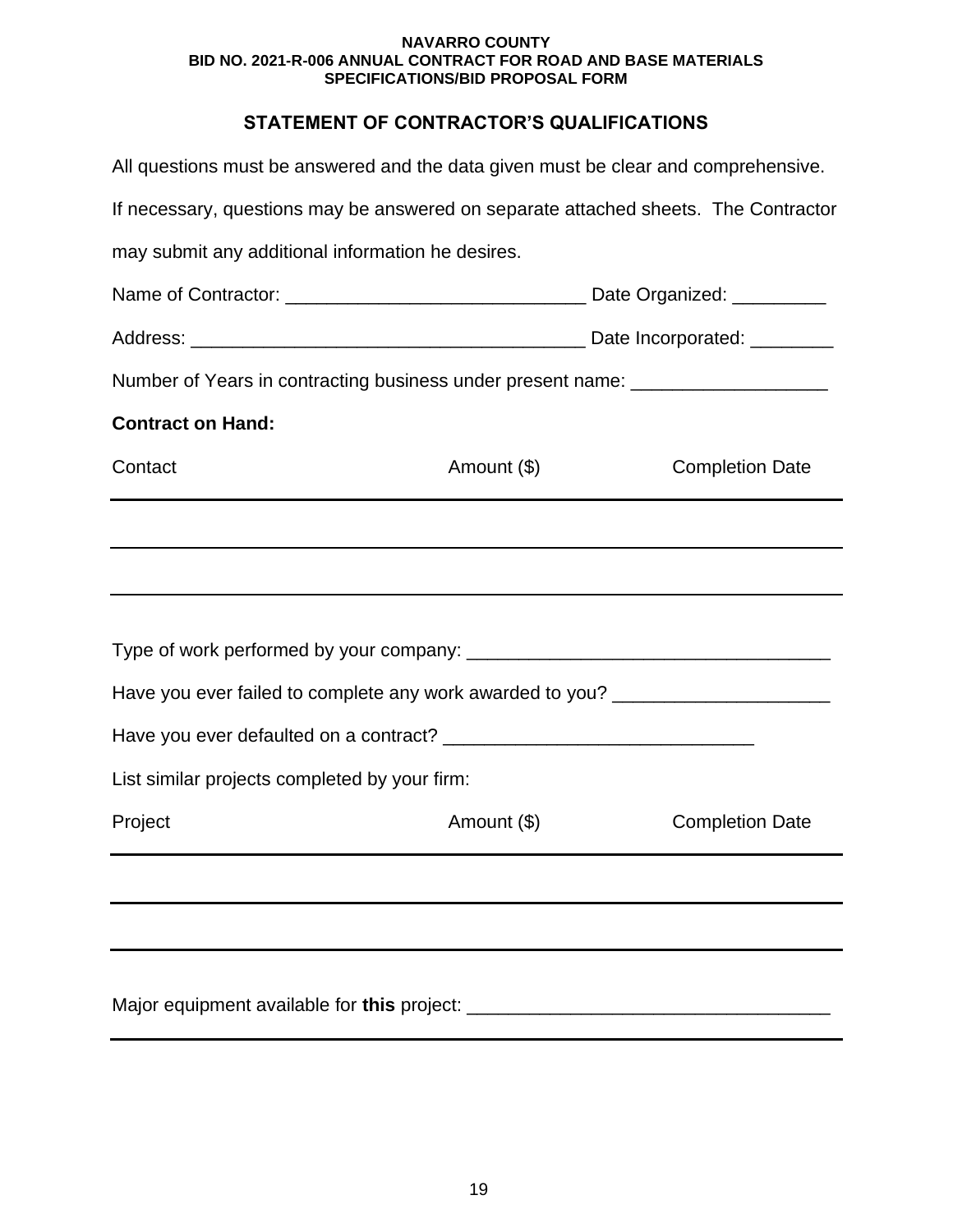NAVARRO COUNTY
BID NO. 2021-R-006 ANNUAL CONTRACT FOR ROAD AND BASE MATERIALS
SPECIFICATIONS/BID PROPOSAL FORM

## STATEMENT OF CONTRACTOR'S QUALIFICATIONS

All questions must be answered and the data given must be clear and comprehensive. If necessary, questions may be answered on separate attached sheets. The Contractor may submit any additional information he desires.

Name of Contractor: ______________________________ Date Organized: _________

Address: ________________________________________ Date Incorporated: ________

Number of Years in contracting business under present name: ___________________

**Contract on Hand:**

| Contact | Amount ($) | Completion Date |
|---|---|---|
| | | |
| | | |
| | | |

Type of work performed by your company: ____________________________________

Have you ever failed to complete any work awarded to you? _____________________

Have you ever defaulted on a contract? ______________________________

List similar projects completed by your firm:

| Project | Amount ($) | Completion Date |
|---|---|---|
| | | |
| | | |
| | | |

Major equipment available for **this** project: ____________________________________

_______________________________________________________________________